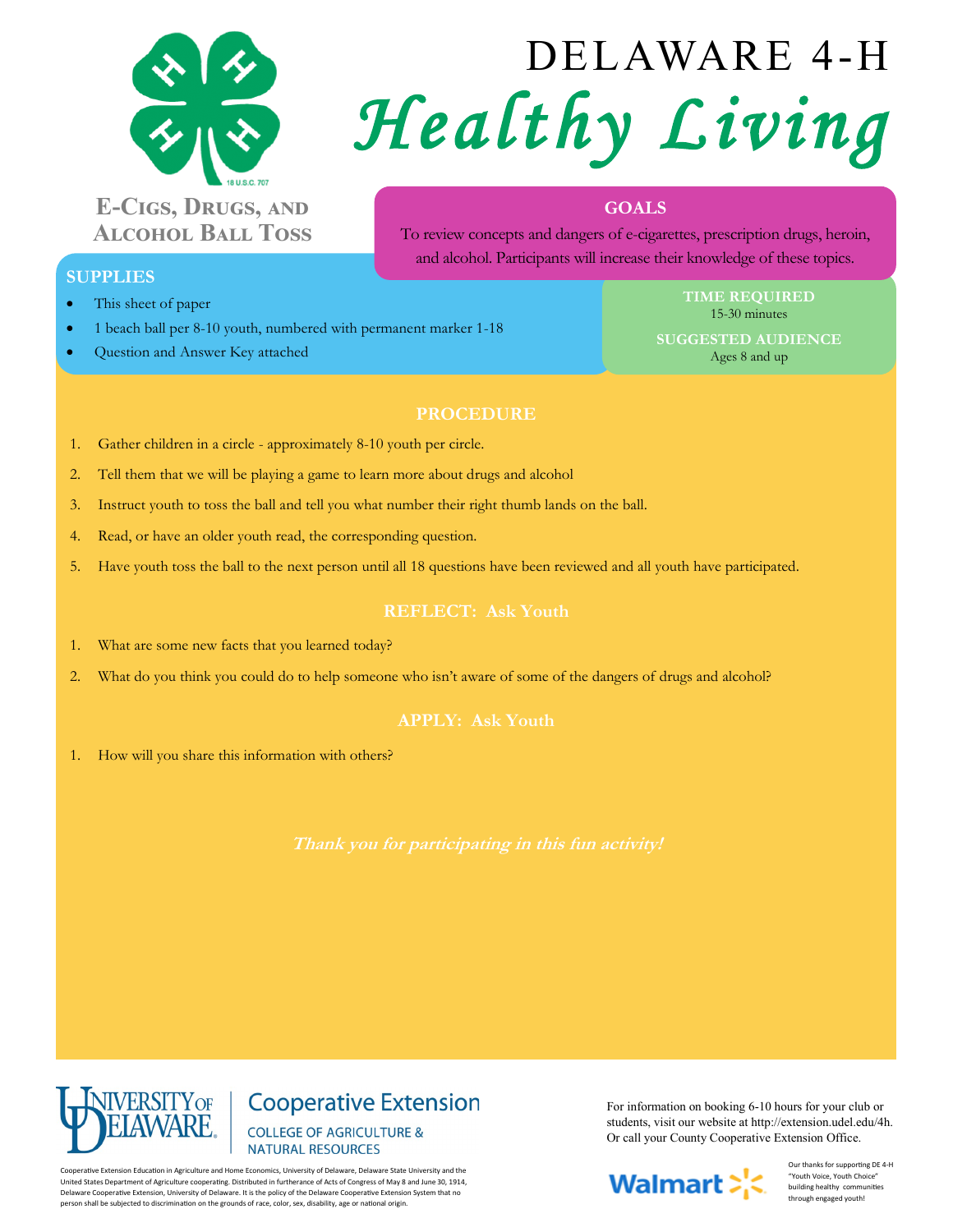# DELAWARE 4-H

# *Healthy Living*

## E-Cigs, Drugs, and Alcohol Ball Toss

### GOALS

To review concepts and dangers of e-cigarettes, prescription drugs, heroin, and alcohol. Participants will increase their knowledge of these topics.

### SUPPLIES

- This sheet of paper
- 1 beach ball per 8-10 youth, numbered with permanent marker 1-18
- Question and Answer Key attached

### TIME REQUIRED

15-30 minutes

### SUGGESTED AUDIENCE

Ages 8 and up

### PROCEDURE

1. Gather children in a circle - approximately 8-10 youth per circle.
2. Tell them that we will be playing a game to learn more about drugs and alcohol
3. Instruct youth to toss the ball and tell you what number their right thumb lands on the ball.
4. Read, or have an older youth read, the corresponding question.
5. Have youth toss the ball to the next person until all 18 questions have been reviewed and all youth have participated.

### REFLECT: Ask Youth

1. What are some new facts that you learned today?
2. What do you think you could do to help someone who isn't aware of some of the dangers of drugs and alcohol?

### APPLY: Ask Youth

1. How will you share this information with others?

***Thank you for participating in this fun activity!***

University of Delaware Cooperative Extension
COLLEGE OF AGRICULTURE & NATURAL RESOURCES

Cooperative Extension Education in Agriculture and Home Economics, University of Delaware, Delaware State University and the United States Department of Agriculture cooperating. Distributed in furtherance of Acts of Congress of May 8 and June 30, 1914, Delaware Cooperative Extension, University of Delaware. It is the policy of the Delaware Cooperative Extension System that no person shall be subjected to discrimination on the grounds of race, color, sex, disability, age or national origin.

For information on booking 6-10 hours for your club or students, visit our website at http://extension.udel.edu/4h. Or call your County Cooperative Extension Office.

Walmart

Our thanks for supporting DE 4-H "Youth Voice, Youth Choice" building healthy communities through engaged youth!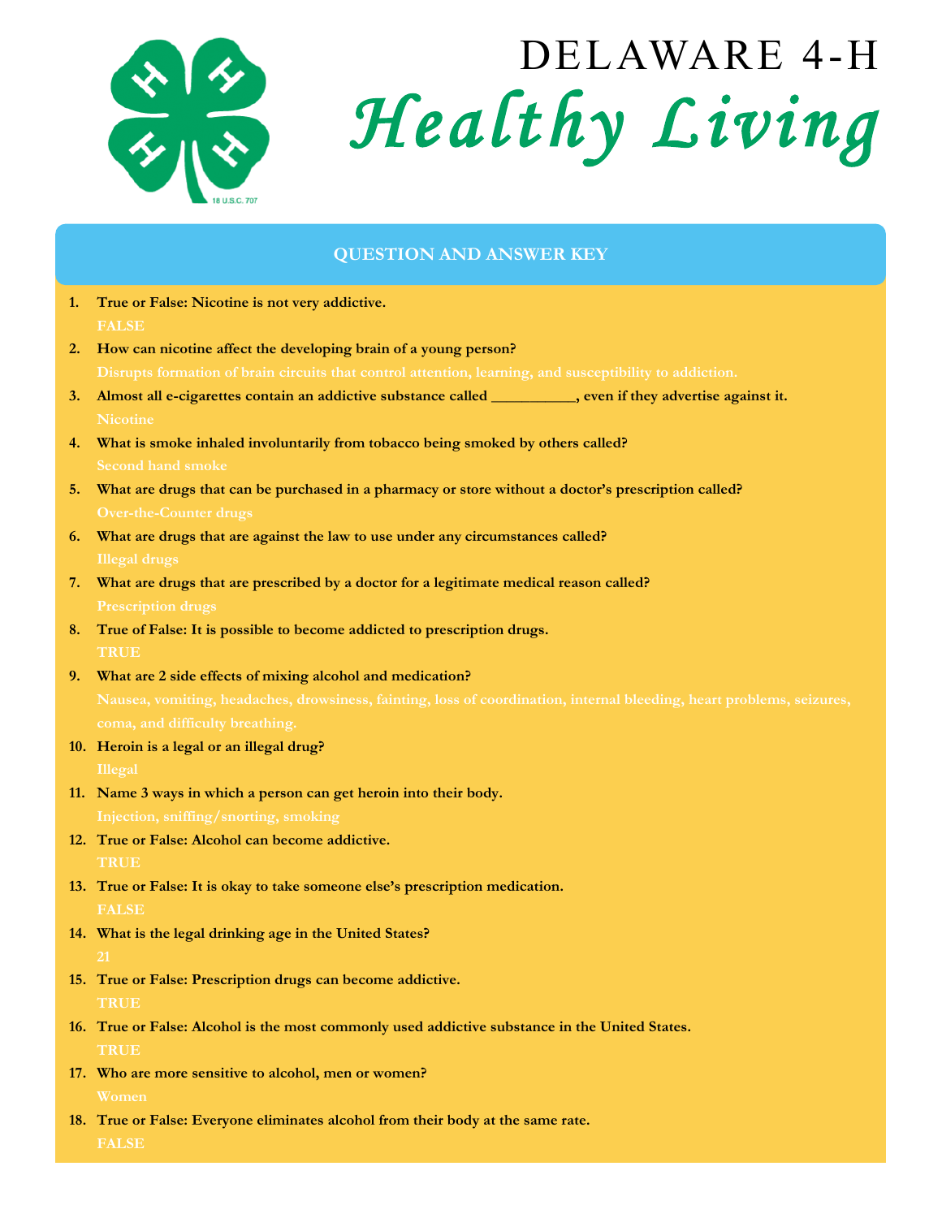# DELAWARE 4-H

## *Healthy Living*

### QUESTION AND ANSWER KEY

1. **True or False: Nicotine is not very addictive.**
   FALSE
2. **How can nicotine affect the developing brain of a young person?**
   Disrupts formation of brain circuits that control attention, learning, and susceptibility to addiction.
3. **Almost all e-cigarettes contain an addictive substance called __________, even if they advertise against it.**
   Nicotine
4. **What is smoke inhaled involuntarily from tobacco being smoked by others called?**
   Second hand smoke
5. **What are drugs that can be purchased in a pharmacy or store without a doctor's prescription called?**
   Over-the-Counter drugs
6. **What are drugs that are against the law to use under any circumstances called?**
   Illegal drugs
7. **What are drugs that are prescribed by a doctor for a legitimate medical reason called?**
   Prescription drugs
8. **True of False: It is possible to become addicted to prescription drugs.**
   TRUE
9. **What are 2 side effects of mixing alcohol and medication?**
   Nausea, vomiting, headaches, drowsiness, fainting, loss of coordination, internal bleeding, heart problems, seizures, coma, and difficulty breathing.
10. **Heroin is a legal or an illegal drug?**
    Illegal
11. **Name 3 ways in which a person can get heroin into their body.**
    Injection, sniffing/snorting, smoking
12. **True or False: Alcohol can become addictive.**
    TRUE
13. **True or False: It is okay to take someone else's prescription medication.**
    FALSE
14. **What is the legal drinking age in the United States?**
    21
15. **True or False: Prescription drugs can become addictive.**
    TRUE
16. **True or False: Alcohol is the most commonly used addictive substance in the United States.**
    TRUE
17. **Who are more sensitive to alcohol, men or women?**
    Women
18. **True or False: Everyone eliminates alcohol from their body at the same rate.**
    FALSE